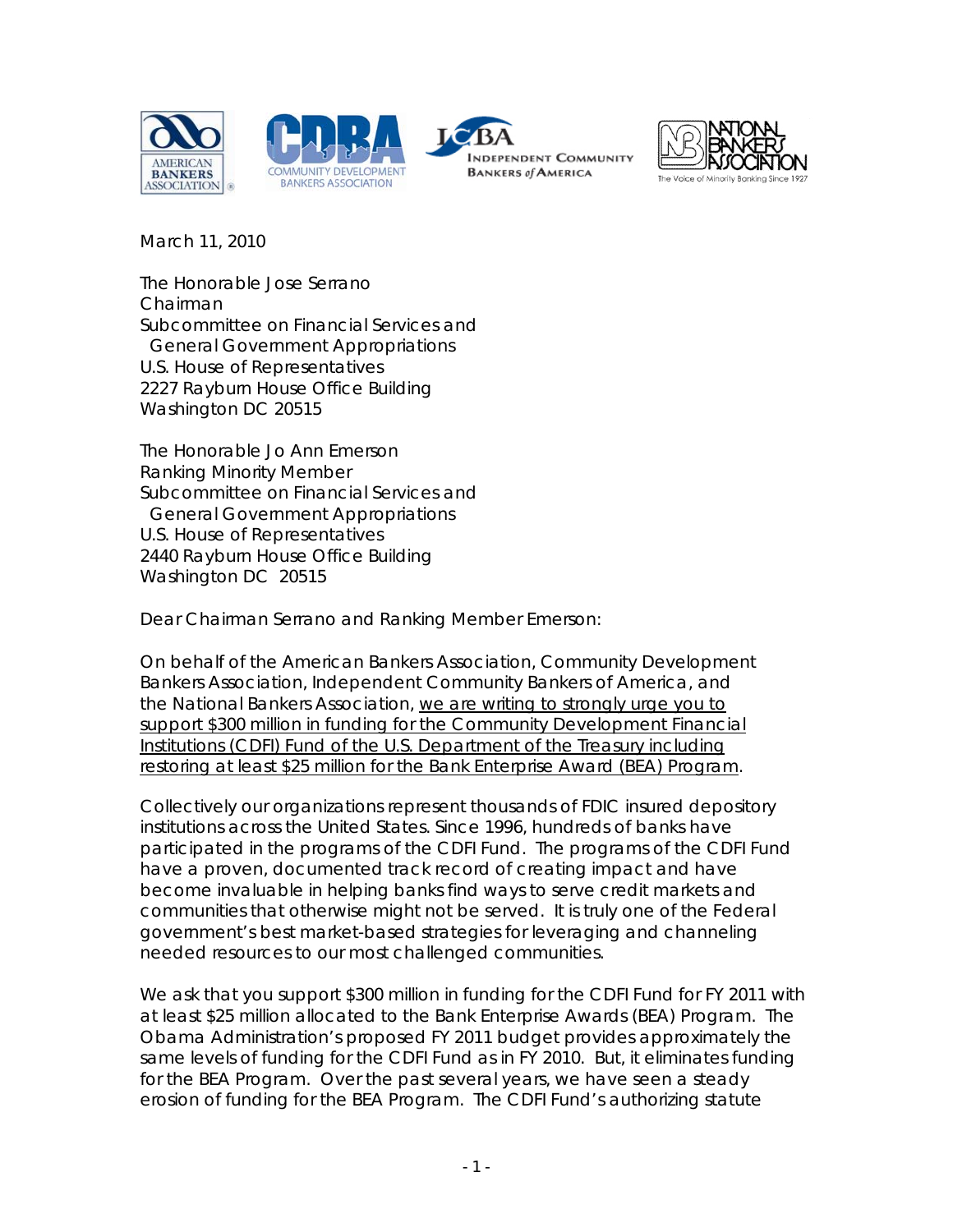March 11, 2010

The Honorable Jose Serrano
Chairman
Subcommittee on Financial Services and
General Government Appropriations
U.S. House of Representatives
2227 Rayburn House Office Building
Washington DC 20515

The Honorable Jo Ann Emerson
Ranking Minority Member
Subcommittee on Financial Services and
General Government Appropriations
U.S. House of Representatives
2440 Rayburn House Office Building
Washington DC 20515

Dear Chairman Serrano and Ranking Member Emerson:

On behalf of the American Bankers Association, Community Development Bankers Association, Independent Community Bankers of America, and the National Bankers Association, <u>we are writing to strongly urge you to support $300 million in funding for the Community Development Financial Institutions (CDFI) Fund of the U.S. Department of the Treasury including restoring at least $25 million for the Bank Enterprise Award (BEA) Program</u>.

Collectively our organizations represent thousands of FDIC insured depository institutions across the United States. Since 1996, hundreds of banks have participated in the programs of the CDFI Fund. The programs of the CDFI Fund have a proven, documented track record of creating impact and have become invaluable in helping banks find ways to serve credit markets and communities that otherwise might not be served. It is truly one of the Federal government's best market-based strategies for leveraging and channeling needed resources to our most challenged communities.

We ask that you support $300 million in funding for the CDFI Fund for FY 2011 with at least $25 million allocated to the Bank Enterprise Awards (BEA) Program. The Obama Administration's proposed FY 2011 budget provides approximately the same levels of funding for the CDFI Fund as in FY 2010. But, it eliminates funding for the BEA Program. Over the past several years, we have seen a steady erosion of funding for the BEA Program. The CDFI Fund's authorizing statute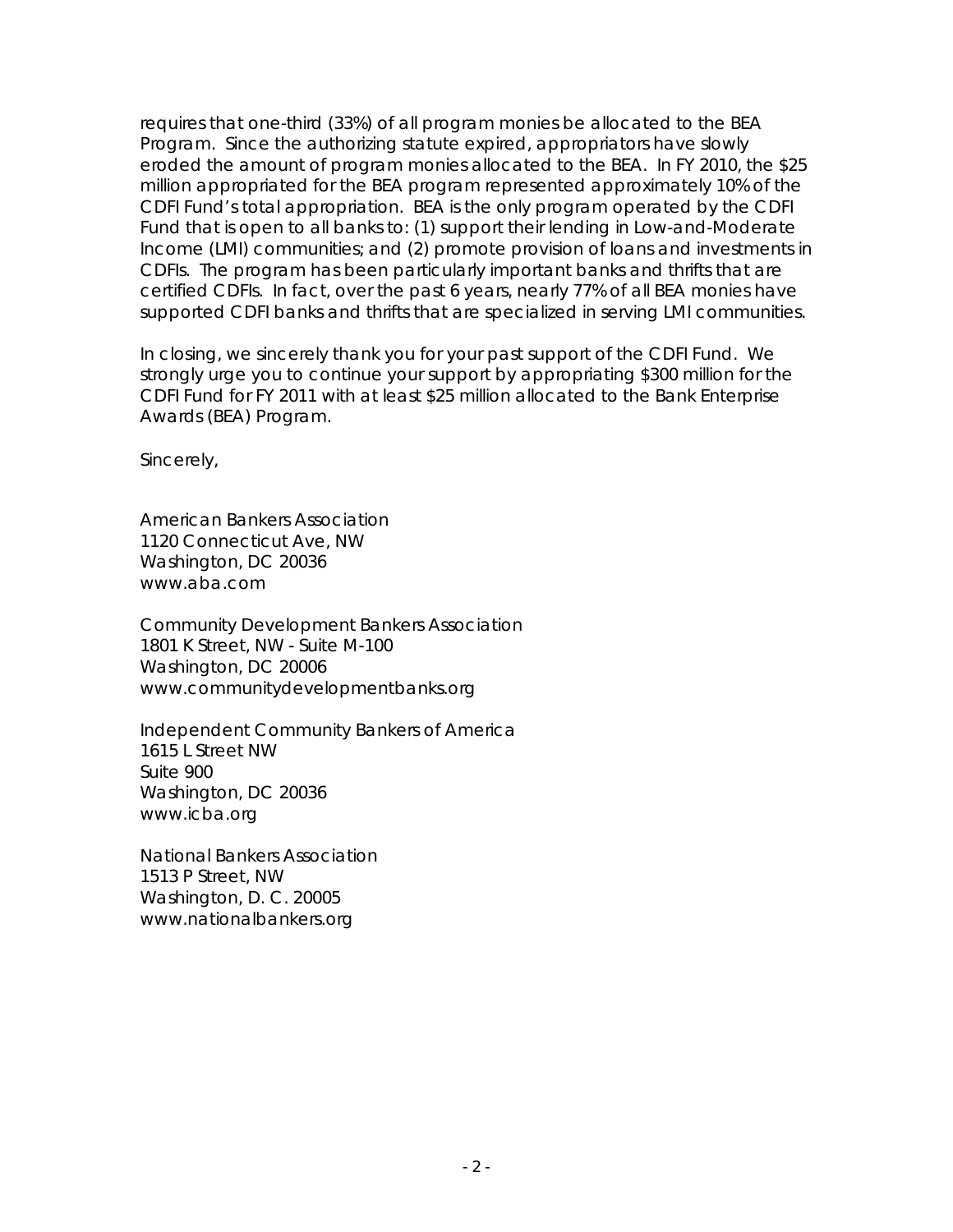requires that one-third (33%) of all program monies be allocated to the BEA Program. Since the authorizing statute expired, appropriators have slowly eroded the amount of program monies allocated to the BEA. In FY 2010, the $25 million appropriated for the BEA program represented approximately 10% of the CDFI Fund's total appropriation. BEA is the only program operated by the CDFI Fund that is open to all banks to: (1) support their lending in Low-and-Moderate Income (LMI) communities; and (2) promote provision of loans and investments in CDFIs. The program has been particularly important banks and thrifts that are certified CDFIs. In fact, over the past 6 years, nearly 77% of all BEA monies have supported CDFI banks and thrifts that are specialized in serving LMI communities.

In closing, we sincerely thank you for your past support of the CDFI Fund. We strongly urge you to continue your support by appropriating $300 million for the CDFI Fund for FY 2011 with at least $25 million allocated to the Bank Enterprise Awards (BEA) Program.

Sincerely,

American Bankers Association
1120 Connecticut Ave, NW
Washington, DC 20036
www.aba.com

Community Development Bankers Association
1801 K Street, NW - Suite M-100
Washington, DC 20006
www.communitydevelopmentbanks.org

Independent Community Bankers of America
1615 L Street NW
Suite 900
Washington, DC 20036
www.icba.org

National Bankers Association
1513 P Street, NW
Washington, D. C. 20005
www.nationalbankers.org